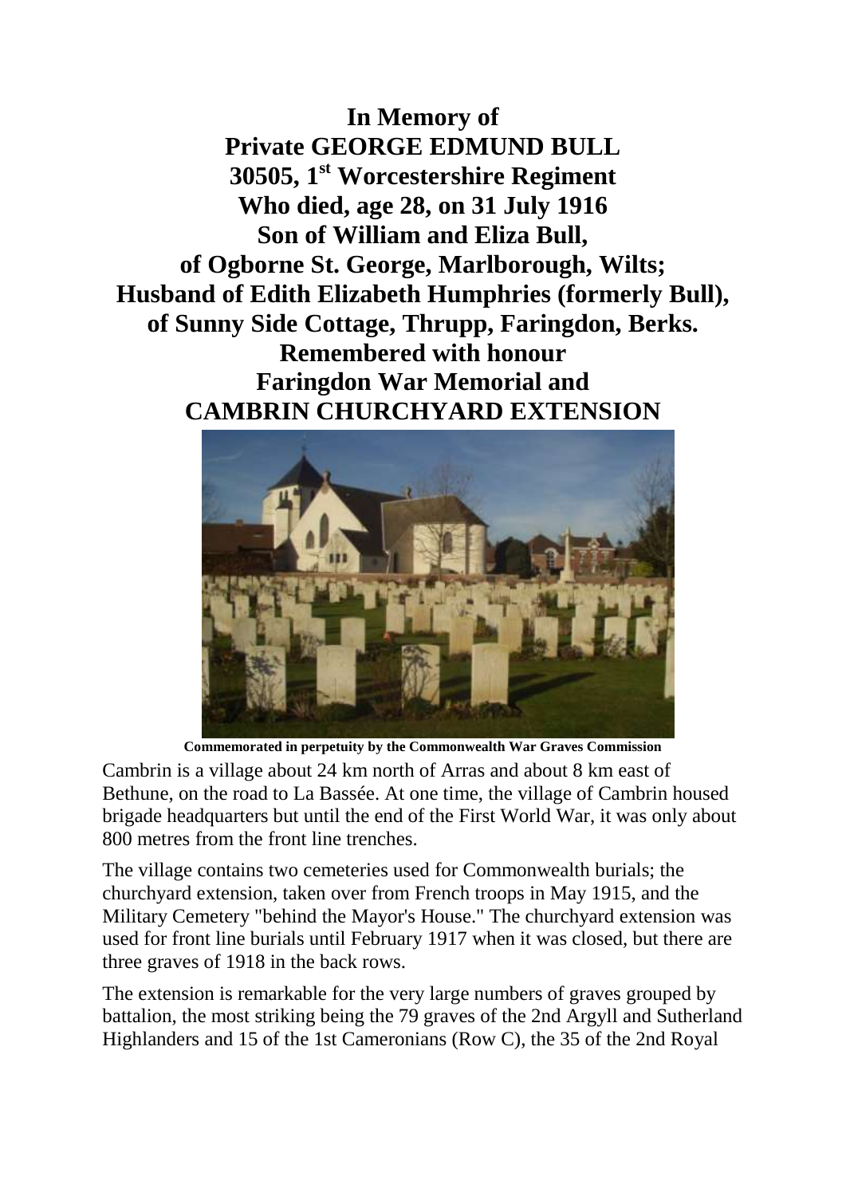**In Memory of**
**Private GEORGE EDMUND BULL**
**30505, 1st Worcestershire Regiment**
**Who died, age 28, on 31 July 1916**
**Son of William and Eliza Bull,**
**of Ogborne St. George, Marlborough, Wilts;**
**Husband of Edith Elizabeth Humphries (formerly Bull),**
**of Sunny Side Cottage, Thrupp, Faringdon, Berks.**
**Remembered with honour**
**Faringdon War Memorial and**
**CAMBRIN CHURCHYARD EXTENSION**

**Commemorated in perpetuity by the Commonwealth War Graves Commission**

Cambrin is a village about 24 km north of Arras and about 8 km east of Bethune, on the road to La Bassée. At one time, the village of Cambrin housed brigade headquarters but until the end of the First World War, it was only about 800 metres from the front line trenches.

The village contains two cemeteries used for Commonwealth burials; the churchyard extension, taken over from French troops in May 1915, and the Military Cemetery "behind the Mayor's House." The churchyard extension was used for front line burials until February 1917 when it was closed, but there are three graves of 1918 in the back rows.

The extension is remarkable for the very large numbers of graves grouped by battalion, the most striking being the 79 graves of the 2nd Argyll and Sutherland Highlanders and 15 of the 1st Cameronians (Row C), the 35 of the 2nd Royal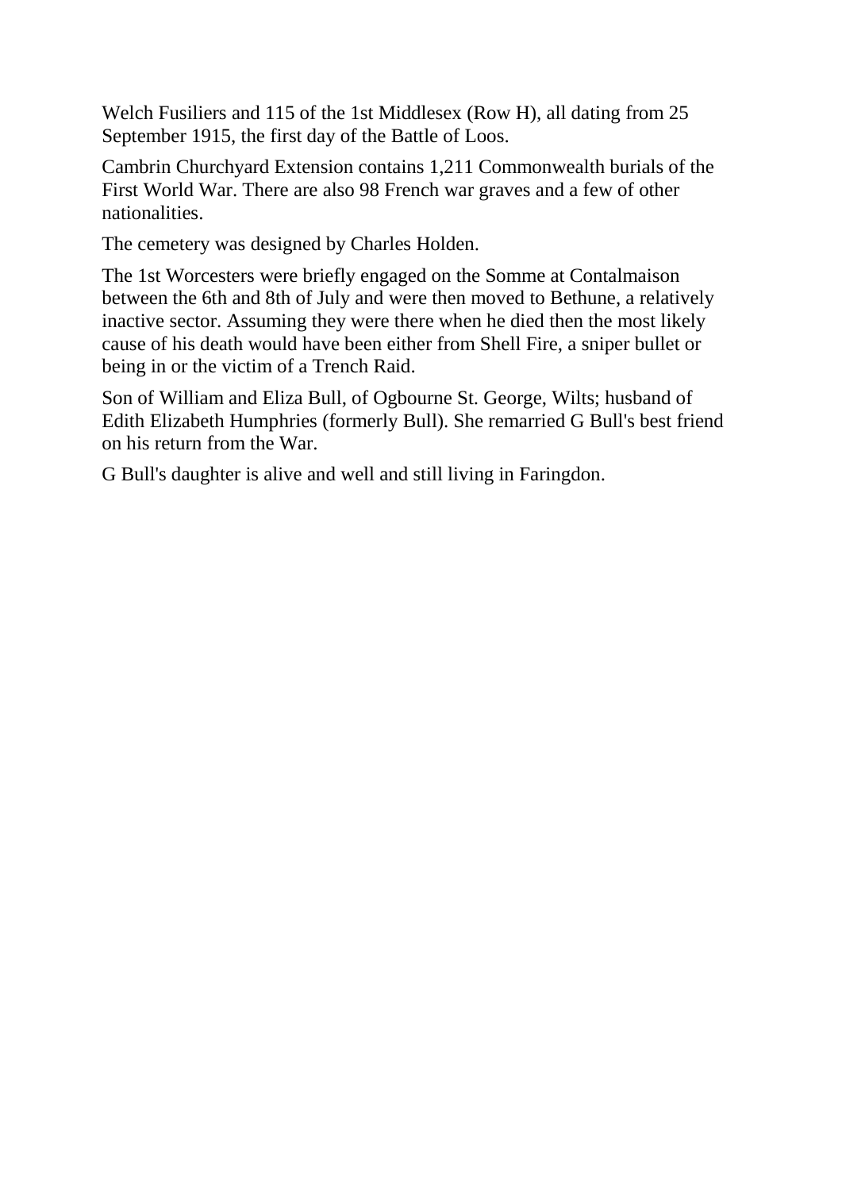Welch Fusiliers and 115 of the 1st Middlesex (Row H), all dating from 25 September 1915, the first day of the Battle of Loos.

Cambrin Churchyard Extension contains 1,211 Commonwealth burials of the First World War. There are also 98 French war graves and a few of other nationalities.

The cemetery was designed by Charles Holden.

The 1st Worcesters were briefly engaged on the Somme at Contalmaison between the 6th and 8th of July and were then moved to Bethune, a relatively inactive sector. Assuming they were there when he died then the most likely cause of his death would have been either from Shell Fire, a sniper bullet or being in or the victim of a Trench Raid.

Son of William and Eliza Bull, of Ogbourne St. George, Wilts; husband of Edith Elizabeth Humphries (formerly Bull). She remarried G Bull's best friend on his return from the War.

G Bull's daughter is alive and well and still living in Faringdon.